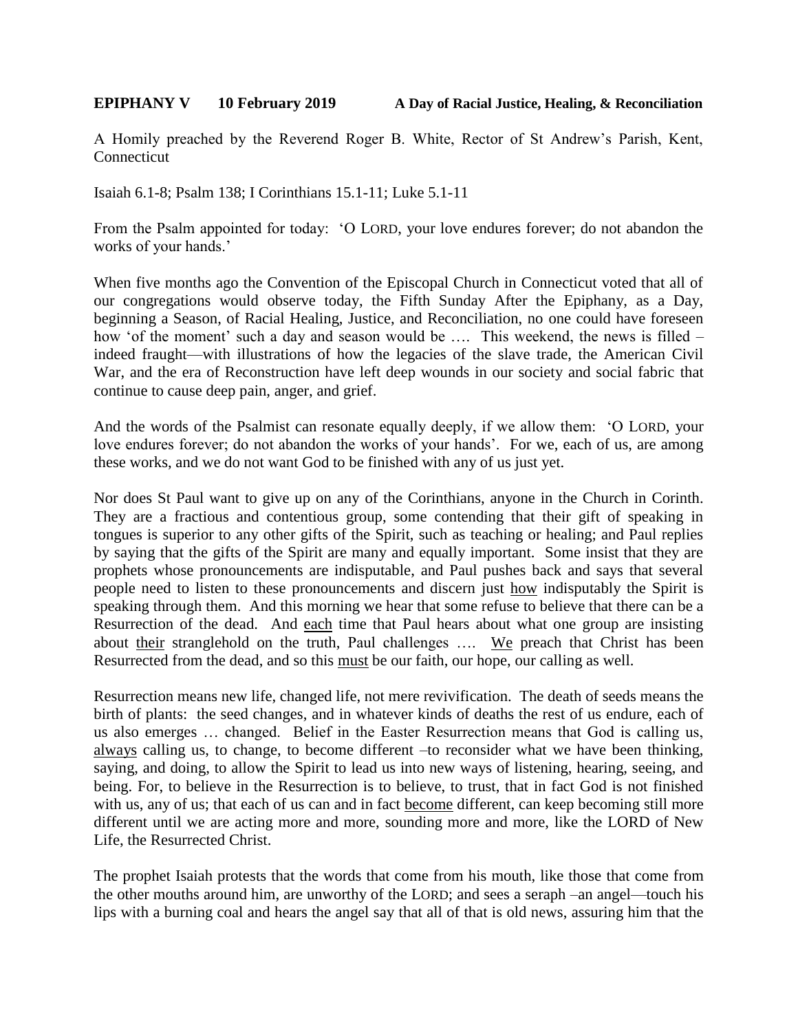**EPIPHANY V 10 February 2019 A Day of Racial Justice, Healing, & Reconciliation**

A Homily preached by the Reverend Roger B. White, Rector of St Andrew's Parish, Kent, Connecticut

Isaiah 6.1-8; Psalm 138; I Corinthians 15.1-11; Luke 5.1-11

From the Psalm appointed for today: 'O LORD, your love endures forever; do not abandon the works of your hands.'

When five months ago the Convention of the Episcopal Church in Connecticut voted that all of our congregations would observe today, the Fifth Sunday After the Epiphany, as a Day, beginning a Season, of Racial Healing, Justice, and Reconciliation, no one could have foreseen how 'of the moment' such a day and season would be …. This weekend, the news is filled – indeed fraught—with illustrations of how the legacies of the slave trade, the American Civil War, and the era of Reconstruction have left deep wounds in our society and social fabric that continue to cause deep pain, anger, and grief.

And the words of the Psalmist can resonate equally deeply, if we allow them: 'O LORD, your love endures forever; do not abandon the works of your hands'. For we, each of us, are among these works, and we do not want God to be finished with any of us just yet.

Nor does St Paul want to give up on any of the Corinthians, anyone in the Church in Corinth. They are a fractious and contentious group, some contending that their gift of speaking in tongues is superior to any other gifts of the Spirit, such as teaching or healing; and Paul replies by saying that the gifts of the Spirit are many and equally important. Some insist that they are prophets whose pronouncements are indisputable, and Paul pushes back and says that several people need to listen to these pronouncements and discern just <u>how</u> indisputably the Spirit is speaking through them. And this morning we hear that some refuse to believe that there can be a Resurrection of the dead. And <u>each</u> time that Paul hears about what one group are insisting about <u>their</u> stranglehold on the truth, Paul challenges …. <u>We</u> preach that Christ has been Resurrected from the dead, and so this <u>must</u> be our faith, our hope, our calling as well.

Resurrection means new life, changed life, not mere revivification. The death of seeds means the birth of plants: the seed changes, and in whatever kinds of deaths the rest of us endure, each of us also emerges … changed. Belief in the Easter Resurrection means that God is calling us, <u>always</u> calling us, to change, to become different –to reconsider what we have been thinking, saying, and doing, to allow the Spirit to lead us into new ways of listening, hearing, seeing, and being. For, to believe in the Resurrection is to believe, to trust, that in fact God is not finished with us, any of us; that each of us can and in fact <u>become</u> different, can keep becoming still more different until we are acting more and more, sounding more and more, like the LORD of New Life, the Resurrected Christ.

The prophet Isaiah protests that the words that come from his mouth, like those that come from the other mouths around him, are unworthy of the LORD; and sees a seraph –an angel—touch his lips with a burning coal and hears the angel say that all of that is old news, assuring him that the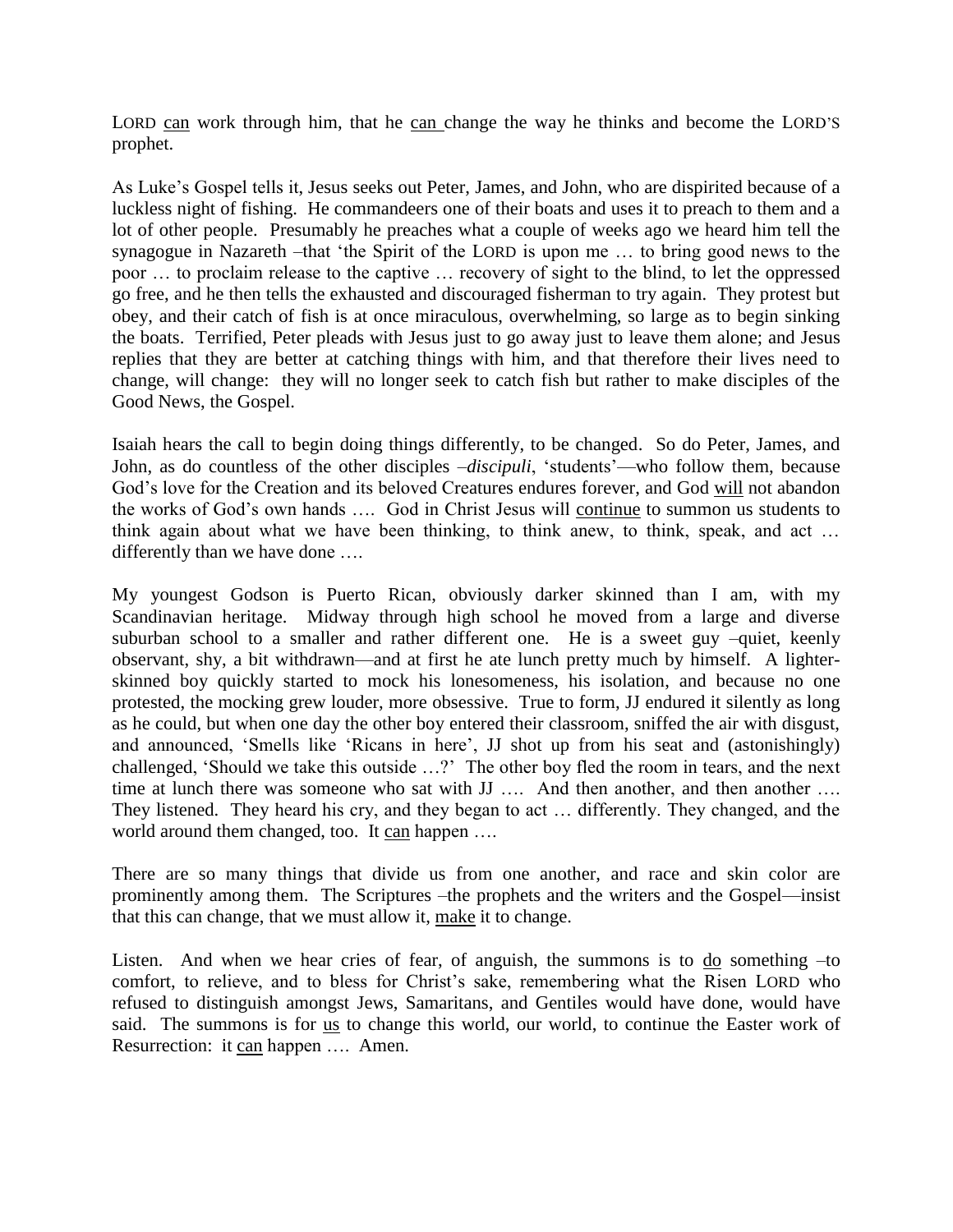LORD can work through him, that he can change the way he thinks and become the LORD'S prophet.

As Luke's Gospel tells it, Jesus seeks out Peter, James, and John, who are dispirited because of a luckless night of fishing. He commandeers one of their boats and uses it to preach to them and a lot of other people. Presumably he preaches what a couple of weeks ago we heard him tell the synagogue in Nazareth –that 'the Spirit of the LORD is upon me … to bring good news to the poor … to proclaim release to the captive … recovery of sight to the blind, to let the oppressed go free, and he then tells the exhausted and discouraged fisherman to try again. They protest but obey, and their catch of fish is at once miraculous, overwhelming, so large as to begin sinking the boats. Terrified, Peter pleads with Jesus just to go away just to leave them alone; and Jesus replies that they are better at catching things with him, and that therefore their lives need to change, will change: they will no longer seek to catch fish but rather to make disciples of the Good News, the Gospel.

Isaiah hears the call to begin doing things differently, to be changed. So do Peter, James, and John, as do countless of the other disciples –*discipuli*, 'students'—who follow them, because God's love for the Creation and its beloved Creatures endures forever, and God will not abandon the works of God's own hands …. God in Christ Jesus will continue to summon us students to think again about what we have been thinking, to think anew, to think, speak, and act … differently than we have done ….

My youngest Godson is Puerto Rican, obviously darker skinned than I am, with my Scandinavian heritage. Midway through high school he moved from a large and diverse suburban school to a smaller and rather different one. He is a sweet guy –quiet, keenly observant, shy, a bit withdrawn—and at first he ate lunch pretty much by himself. A lighter-skinned boy quickly started to mock his lonesomeness, his isolation, and because no one protested, the mocking grew louder, more obsessive. True to form, JJ endured it silently as long as he could, but when one day the other boy entered their classroom, sniffed the air with disgust, and announced, 'Smells like 'Ricans in here', JJ shot up from his seat and (astonishingly) challenged, 'Should we take this outside …?' The other boy fled the room in tears, and the next time at lunch there was someone who sat with JJ …. And then another, and then another …. They listened. They heard his cry, and they began to act … differently. They changed, and the world around them changed, too. It can happen ….

There are so many things that divide us from one another, and race and skin color are prominently among them. The Scriptures –the prophets and the writers and the Gospel—insist that this can change, that we must allow it, make it to change.

Listen. And when we hear cries of fear, of anguish, the summons is to do something –to comfort, to relieve, and to bless for Christ's sake, remembering what the Risen LORD who refused to distinguish amongst Jews, Samaritans, and Gentiles would have done, would have said. The summons is for us to change this world, our world, to continue the Easter work of Resurrection: it can happen …. Amen.